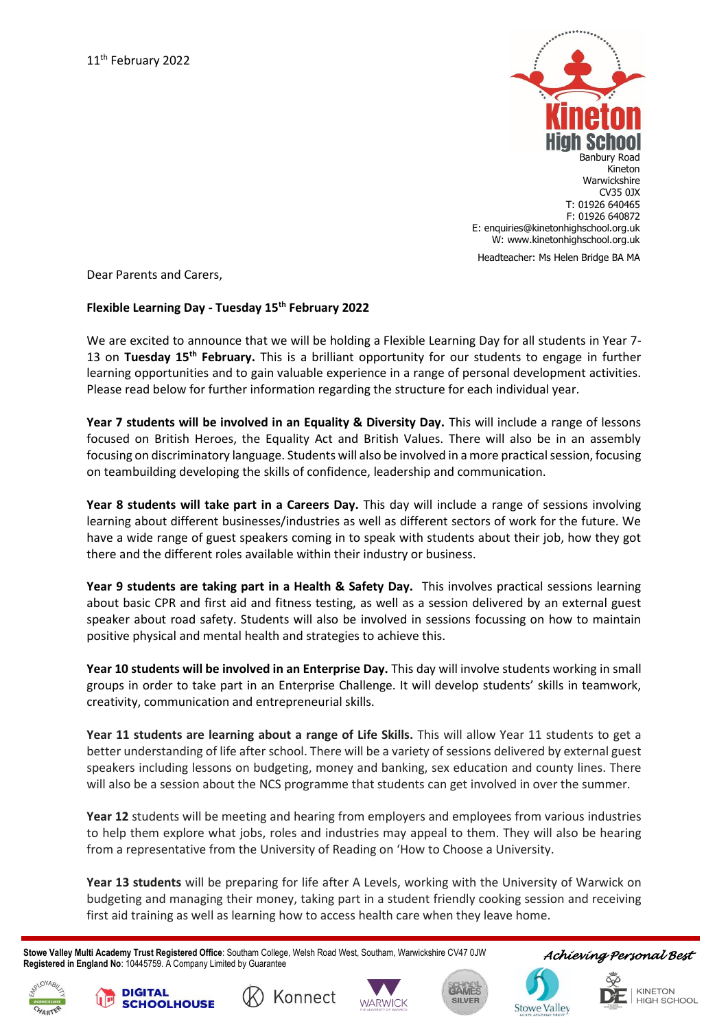11th February 2022

Kineton High School
Banbury Road
Kineton
Warwickshire
CV35 0JX
T: 01926 640465
F: 01926 640872
E: enquiries@kinetonhighschool.org.uk
W: www.kinetonhighschool.org.uk

Headteacher: Ms Helen Bridge BA MA

Dear Parents and Carers,

**Flexible Learning Day - Tuesday 15th February 2022**

We are excited to announce that we will be holding a Flexible Learning Day for all students in Year 7-13 on **Tuesday 15th February.** This is a brilliant opportunity for our students to engage in further learning opportunities and to gain valuable experience in a range of personal development activities. Please read below for further information regarding the structure for each individual year.

**Year 7 students will be involved in an Equality & Diversity Day.** This will include a range of lessons focused on British Heroes, the Equality Act and British Values. There will also be in an assembly focusing on discriminatory language. Students will also be involved in a more practical session, focusing on teambuilding developing the skills of confidence, leadership and communication.

**Year 8 students will take part in a Careers Day.** This day will include a range of sessions involving learning about different businesses/industries as well as different sectors of work for the future. We have a wide range of guest speakers coming in to speak with students about their job, how they got there and the different roles available within their industry or business.

**Year 9 students are taking part in a Health & Safety Day.** This involves practical sessions learning about basic CPR and first aid and fitness testing, as well as a session delivered by an external guest speaker about road safety. Students will also be involved in sessions focussing on how to maintain positive physical and mental health and strategies to achieve this.

**Year 10 students will be involved in an Enterprise Day.** This day will involve students working in small groups in order to take part in an Enterprise Challenge. It will develop students' skills in teamwork, creativity, communication and entrepreneurial skills.

**Year 11 students are learning about a range of Life Skills.** This will allow Year 11 students to get a better understanding of life after school. There will be a variety of sessions delivered by external guest speakers including lessons on budgeting, money and banking, sex education and county lines. There will also be a session about the NCS programme that students can get involved in over the summer.

**Year 12** students will be meeting and hearing from employers and employees from various industries to help them explore what jobs, roles and industries may appeal to them. They will also be hearing from a representative from the University of Reading on 'How to Choose a University.

**Year 13 students** will be preparing for life after A Levels, working with the University of Warwick on budgeting and managing their money, taking part in a student friendly cooking session and receiving first aid training as well as learning how to access health care when they leave home.

**Stowe Valley Multi Academy Trust Registered Office**: Southam College, Welsh Road West, Southam, Warwickshire CV47 0JW
**Registered in England No**: 10445759. A Company Limited by Guarantee

*Achieving Personal Best*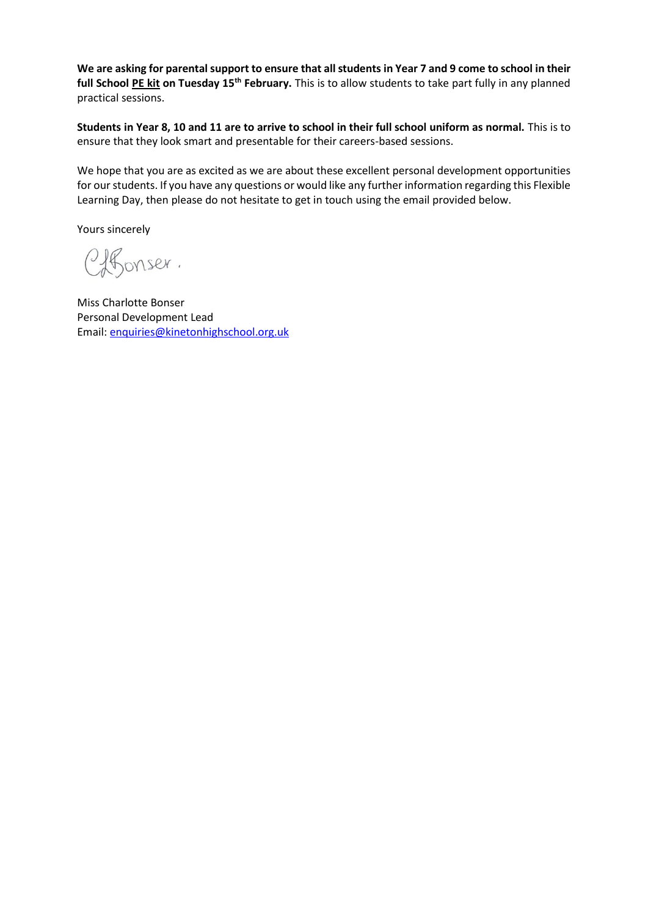**We are asking for parental support to ensure that all students in Year 7 and 9 come to school in their full School <u>PE kit</u> on Tuesday 15th February.** This is to allow students to take part fully in any planned practical sessions.

**Students in Year 8, 10 and 11 are to arrive to school in their full school uniform as normal.** This is to ensure that they look smart and presentable for their careers-based sessions.

We hope that you are as excited as we are about these excellent personal development opportunities for our students. If you have any questions or would like any further information regarding this Flexible Learning Day, then please do not hesitate to get in touch using the email provided below.

Yours sincerely

CLBonser.

Miss Charlotte Bonser
Personal Development Lead
Email: enquiries@kinetonhighschool.org.uk